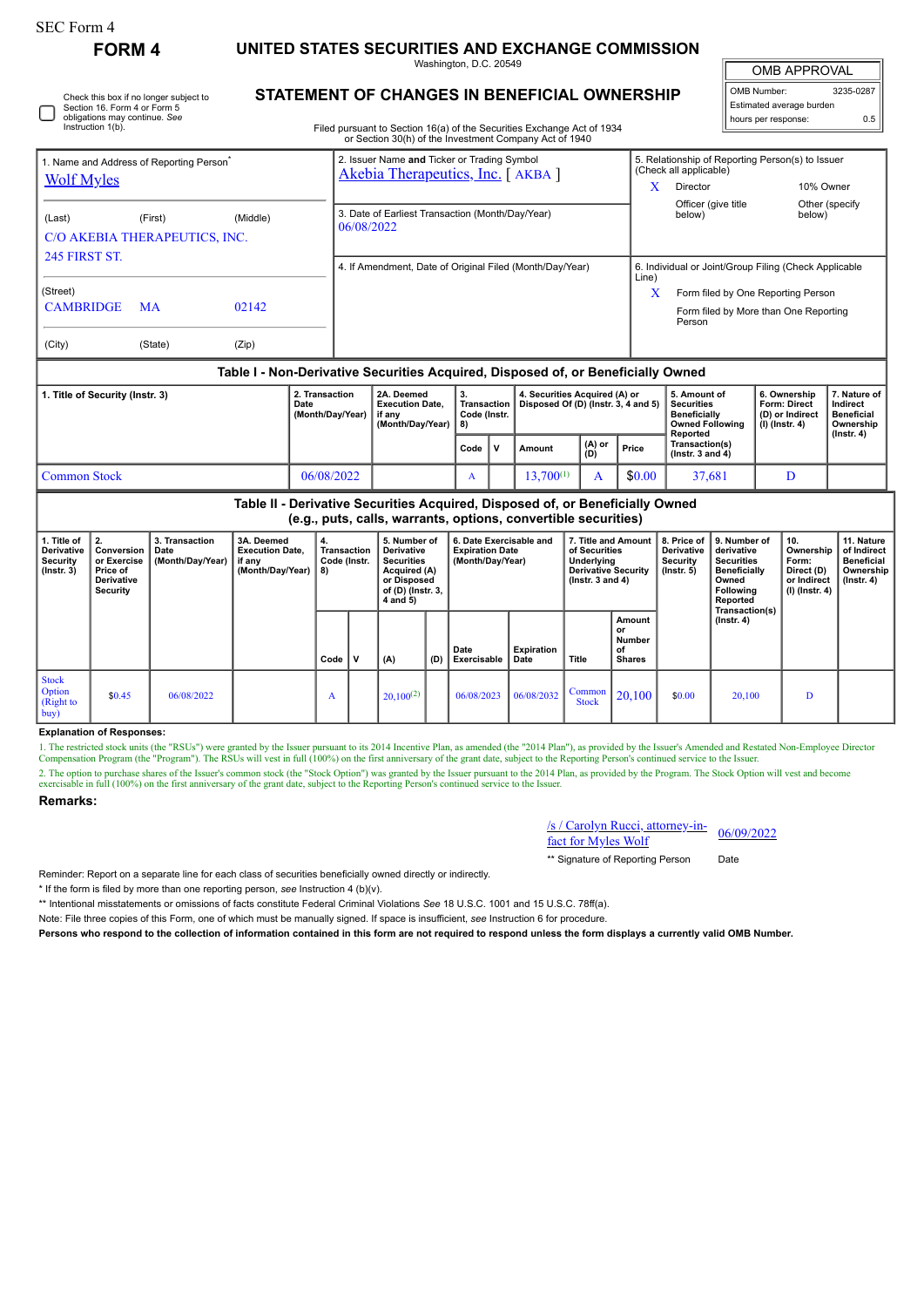SEC Form 4

**FORM 4**

# UNITED STATES SECURITIES AND EXCHANGE COMMISSION

Washington, D.C. 20549

## STATEMENT OF CHANGES IN BENEFICIAL OWNERSHIP

Filed pursuant to Section 16(a) of the Securities Exchange Act of 1934 or Section 30(h) of the Investment Company Act of 1940

| OMB APPROVAL | |
|---|---|
| OMB Number: | 3235-0287 |
| Estimated average burden | |
| hours per response: | 0.5 |

☐ Check this box if no longer subject to Section 16. Form 4 or Form 5 obligations may continue. *See* Instruction 1(b).

1. Name and Address of Reporting Person*
Wolf Myles

(Last) (First) (Middle)
C/O AKEBIA THERAPEUTICS, INC.
245 FIRST ST.

(Street)
CAMBRIDGE MA 02142

(City) (State) (Zip)

2. Issuer Name **and** Ticker or Trading Symbol
Akebia Therapeutics, Inc. [ AKBA ]

3. Date of Earliest Transaction (Month/Day/Year)
06/08/2022

4. If Amendment, Date of Original Filed (Month/Day/Year)

5. Relationship of Reporting Person(s) to Issuer (Check all applicable)
X Director
10% Owner
Officer (give title below)
Other (specify below)

6. Individual or Joint/Group Filing (Check Applicable Line)
X Form filed by One Reporting Person
Form filed by More than One Reporting Person

**Table I - Non-Derivative Securities Acquired, Disposed of, or Beneficially Owned**

| 1. Title of Security (Instr. 3) | 2. Transaction Date (Month/Day/Year) | 2A. Deemed Execution Date, if any (Month/Day/Year) | 3. Transaction Code (Instr. 8) | | 4. Securities Acquired (A) or Disposed Of (D) (Instr. 3, 4 and 5) | | | 5. Amount of Securities Beneficially Owned Following Reported Transaction(s) (Instr. 3 and 4) | 6. Ownership Form: Direct (D) or Indirect (I) (Instr. 4) | 7. Nature of Indirect Beneficial Ownership (Instr. 4) |
|---|---|---|---|---|---|---|---|---|---|---|
| | | | Code | V | Amount | (A) or (D) | Price | | | |
| Common Stock | 06/08/2022 | | A | | 13,700[(1)] | A | $0.00 | 37,681 | D | |

**Table II - Derivative Securities Acquired, Disposed of, or Beneficially Owned (e.g., puts, calls, warrants, options, convertible securities)**

| 1. Title of Derivative Security (Instr. 3) | 2. Conversion or Exercise Price of Derivative Security | 3. Transaction Date (Month/Day/Year) | 3A. Deemed Execution Date, if any (Month/Day/Year) | 4. Transaction Code (Instr. 8) | | 5. Number of Derivative Securities Acquired (A) or Disposed of (D) (Instr. 3, 4 and 5) | | 6. Date Exercisable and Expiration Date (Month/Day/Year) | | 7. Title and Amount of Securities Underlying Derivative Security (Instr. 3 and 4) | | 8. Price of Derivative Security (Instr. 5) | 9. Number of derivative Securities Beneficially Owned Following Reported Transaction(s) (Instr. 4) | 10. Ownership Form: Direct (D) or Indirect (I) (Instr. 4) | 11. Nature of Indirect Beneficial Ownership (Instr. 4) |
|---|---|---|---|---|---|---|---|---|---|---|---|---|---|---|---|
| | | | | Code | V | (A) | (D) | Date Exercisable | Expiration Date | Title | Amount or Number of Shares | | | | |
| Stock Option (Right to buy) | $0.45 | 06/08/2022 | | A | | 20,100[(2)] | | 06/08/2023 | 06/08/2032 | Common Stock | 20,100 | $0.00 | 20,100 | D | |

**Explanation of Responses:**

1. The restricted stock units (the "RSUs") were granted by the Issuer pursuant to its 2014 Incentive Plan, as amended (the "2014 Plan"), as provided by the Issuer's Amended and Restated Non-Employee Director Compensation Program (the "Program"). The RSUs will vest in full (100%) on the first anniversary of the grant date, subject to the Reporting Person's continued service to the Issuer.

2. The option to purchase shares of the Issuer's common stock (the "Stock Option") was granted by the Issuer pursuant to the 2014 Plan, as provided by the Program. The Stock Option will vest and become exercisable in full (100%) on the first anniversary of the grant date, subject to the Reporting Person's continued service to the Issuer.

**Remarks:**

/s / Carolyn Rucci, attorney-in-fact for Myles Wolf — 06/09/2022

** Signature of Reporting Person — Date

Reminder: Report on a separate line for each class of securities beneficially owned directly or indirectly.

* If the form is filed by more than one reporting person, *see* Instruction 4 (b)(v).

** Intentional misstatements or omissions of facts constitute Federal Criminal Violations *See* 18 U.S.C. 1001 and 15 U.S.C. 78ff(a).

Note: File three copies of this Form, one of which must be manually signed. If space is insufficient, *see* Instruction 6 for procedure.

**Persons who respond to the collection of information contained in this form are not required to respond unless the form displays a currently valid OMB Number.**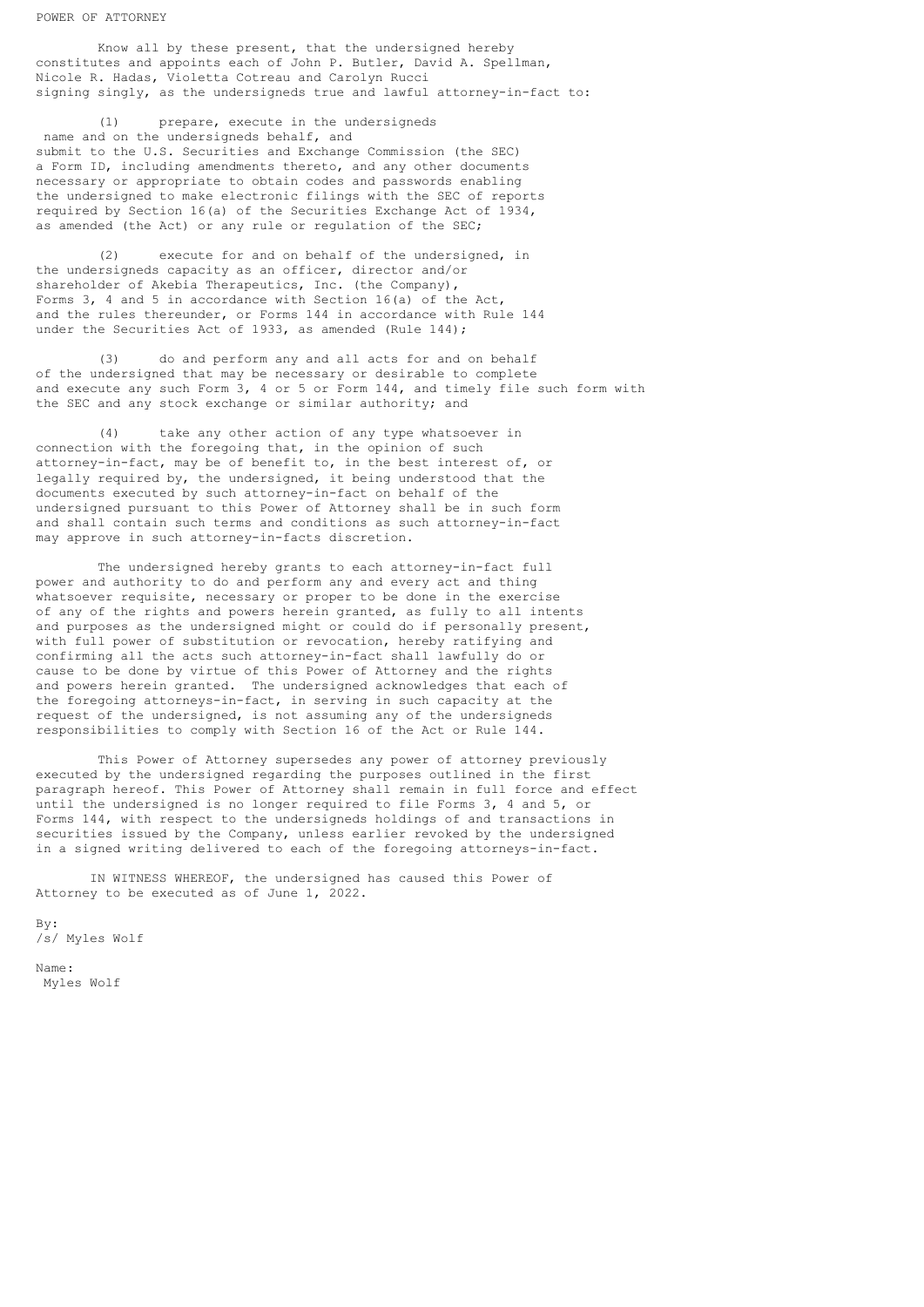POWER OF ATTORNEY

Know all by these present, that the undersigned hereby constitutes and appoints each of John P. Butler, David A. Spellman, Nicole R. Hadas, Violetta Cotreau and Carolyn Rucci signing singly, as the undersigneds true and lawful attorney-in-fact to:

(1) prepare, execute in the undersigneds name and on the undersigneds behalf, and submit to the U.S. Securities and Exchange Commission (the SEC) a Form ID, including amendments thereto, and any other documents necessary or appropriate to obtain codes and passwords enabling the undersigned to make electronic filings with the SEC of reports required by Section 16(a) of the Securities Exchange Act of 1934, as amended (the Act) or any rule or regulation of the SEC;

(2) execute for and on behalf of the undersigned, in the undersigneds capacity as an officer, director and/or shareholder of Akebia Therapeutics, Inc. (the Company), Forms 3, 4 and 5 in accordance with Section 16(a) of the Act, and the rules thereunder, or Forms 144 in accordance with Rule 144 under the Securities Act of 1933, as amended (Rule 144);

(3) do and perform any and all acts for and on behalf of the undersigned that may be necessary or desirable to complete and execute any such Form 3, 4 or 5 or Form 144, and timely file such form with the SEC and any stock exchange or similar authority; and

(4) take any other action of any type whatsoever in connection with the foregoing that, in the opinion of such attorney-in-fact, may be of benefit to, in the best interest of, or legally required by, the undersigned, it being understood that the documents executed by such attorney-in-fact on behalf of the undersigned pursuant to this Power of Attorney shall be in such form and shall contain such terms and conditions as such attorney-in-fact may approve in such attorney-in-facts discretion.

The undersigned hereby grants to each attorney-in-fact full power and authority to do and perform any and every act and thing whatsoever requisite, necessary or proper to be done in the exercise of any of the rights and powers herein granted, as fully to all intents and purposes as the undersigned might or could do if personally present, with full power of substitution or revocation, hereby ratifying and confirming all the acts such attorney-in-fact shall lawfully do or cause to be done by virtue of this Power of Attorney and the rights and powers herein granted. The undersigned acknowledges that each of the foregoing attorneys-in-fact, in serving in such capacity at the request of the undersigned, is not assuming any of the undersigneds responsibilities to comply with Section 16 of the Act or Rule 144.

This Power of Attorney supersedes any power of attorney previously executed by the undersigned regarding the purposes outlined in the first paragraph hereof. This Power of Attorney shall remain in full force and effect until the undersigned is no longer required to file Forms 3, 4 and 5, or Forms 144, with respect to the undersigneds holdings of and transactions in securities issued by the Company, unless earlier revoked by the undersigned in a signed writing delivered to each of the foregoing attorneys-in-fact.

IN WITNESS WHEREOF, the undersigned has caused this Power of Attorney to be executed as of June 1, 2022.

By:
/s/ Myles Wolf

Name:
Myles Wolf